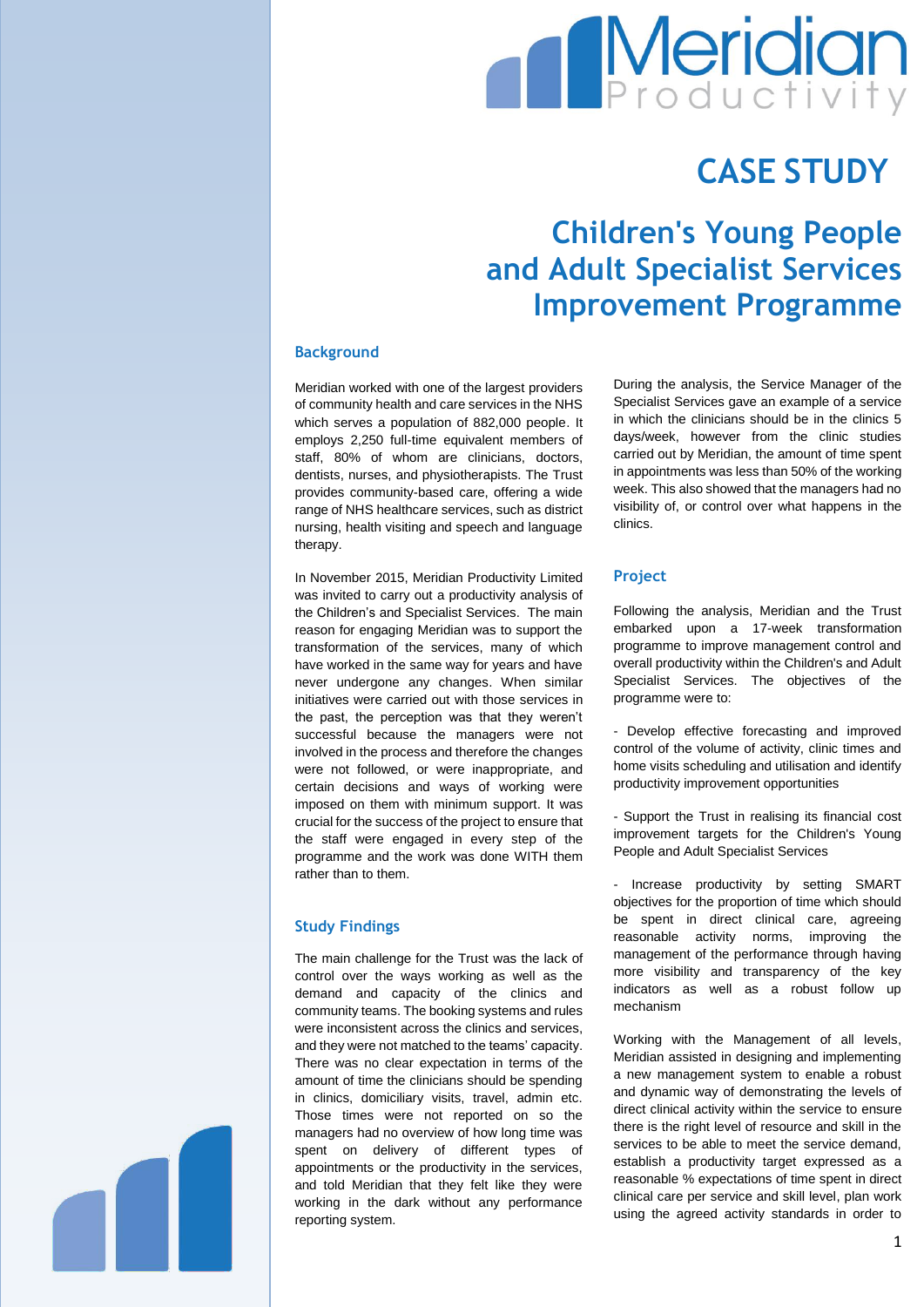# CASE STUDY

## Children's Young People and Adult Specialist Services Improvement Programme

### Background

Meridian worked with one of the largest providers of community health and care services in the NHS which serves a population of 882,000 people. It employs 2,250 full-time equivalent members of staff, 80% of whom are clinicians, doctors, dentists, nurses, and physiotherapists. The Trust provides community-based care, offering a wide range of NHS healthcare services, such as district nursing, health visiting and speech and language therapy.

In November 2015, Meridian Productivity Limited was invited to carry out a productivity analysis of the Children's and Specialist Services. The main reason for engaging Meridian was to support the transformation of the services, many of which have worked in the same way for years and have never undergone any changes. When similar initiatives were carried out with those services in the past, the perception was that they weren't successful because the managers were not involved in the process and therefore the changes were not followed, or were inappropriate, and certain decisions and ways of working were imposed on them with minimum support. It was crucial for the success of the project to ensure that the staff were engaged in every step of the programme and the work was done WITH them rather than to them.

### Study Findings

The main challenge for the Trust was the lack of control over the ways working as well as the demand and capacity of the clinics and community teams. The booking systems and rules were inconsistent across the clinics and services, and they were not matched to the teams' capacity. There was no clear expectation in terms of the amount of time the clinicians should be spending in clinics, domiciliary visits, travel, admin etc. Those times were not reported on so the managers had no overview of how long time was spent on delivery of different types of appointments or the productivity in the services, and told Meridian that they felt like they were working in the dark without any performance reporting system.

During the analysis, the Service Manager of the Specialist Services gave an example of a service in which the clinicians should be in the clinics 5 days/week, however from the clinic studies carried out by Meridian, the amount of time spent in appointments was less than 50% of the working week. This also showed that the managers had no visibility of, or control over what happens in the clinics.

### Project

Following the analysis, Meridian and the Trust embarked upon a 17-week transformation programme to improve management control and overall productivity within the Children's and Adult Specialist Services. The objectives of the programme were to:

- Develop effective forecasting and improved control of the volume of activity, clinic times and home visits scheduling and utilisation and identify productivity improvement opportunities

- Support the Trust in realising its financial cost improvement targets for the Children's Young People and Adult Specialist Services

- Increase productivity by setting SMART objectives for the proportion of time which should be spent in direct clinical care, agreeing reasonable activity norms, improving the management of the performance through having more visibility and transparency of the key indicators as well as a robust follow up mechanism

Working with the Management of all levels, Meridian assisted in designing and implementing a new management system to enable a robust and dynamic way of demonstrating the levels of direct clinical activity within the service to ensure there is the right level of resource and skill in the services to be able to meet the service demand, establish a productivity target expressed as a reasonable % expectations of time spent in direct clinical care per service and skill level, plan work using the agreed activity standards in order to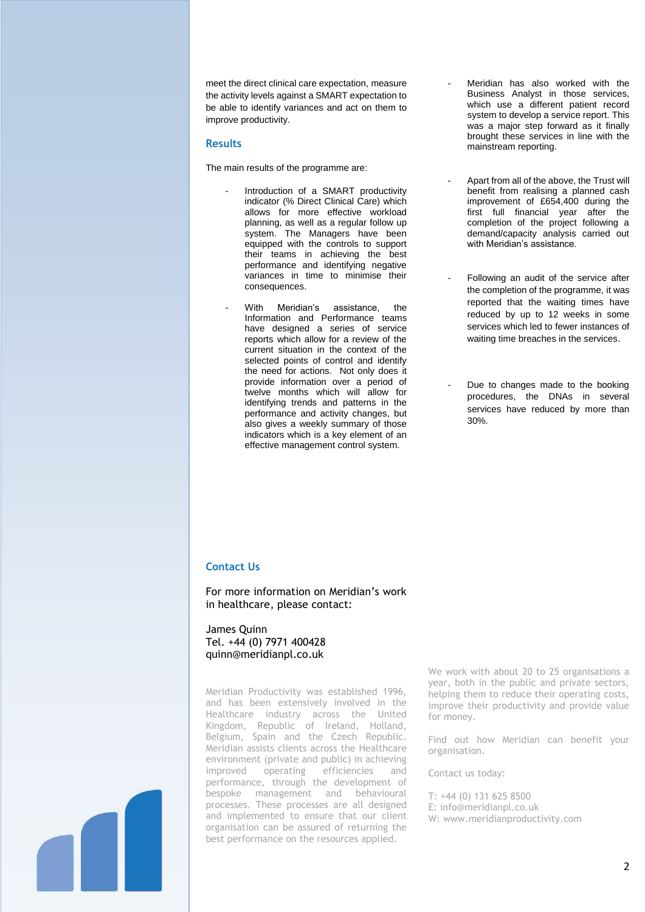meet the direct clinical care expectation, measure the activity levels against a SMART expectation to be able to identify variances and act on them to improve productivity.

## Results

The main results of the programme are:

- Introduction of a SMART productivity indicator (% Direct Clinical Care) which allows for more effective workload planning, as well as a regular follow up system. The Managers have been equipped with the controls to support their teams in achieving the best performance and identifying negative variances in time to minimise their consequences.
- With Meridian's assistance, the Information and Performance teams have designed a series of service reports which allow for a review of the current situation in the context of the selected points of control and identify the need for actions. Not only does it provide information over a period of twelve months which will allow for identifying trends and patterns in the performance and activity changes, but also gives a weekly summary of those indicators which is a key element of an effective management control system.
- Meridian has also worked with the Business Analyst in those services, which use a different patient record system to develop a service report. This was a major step forward as it finally brought these services in line with the mainstream reporting.
- Apart from all of the above, the Trust will benefit from realising a planned cash improvement of £654,400 during the first full financial year after the completion of the project following a demand/capacity analysis carried out with Meridian's assistance.
- Following an audit of the service after the completion of the programme, it was reported that the waiting times have reduced by up to 12 weeks in some services which led to fewer instances of waiting time breaches in the services.
- Due to changes made to the booking procedures, the DNAs in several services have reduced by more than 30%.

## Contact Us

For more information on Meridian's work in healthcare, please contact:

James Quinn
Tel. +44 (0) 7971 400428
quinn@meridianpl.co.uk

Meridian Productivity was established 1996, and has been extensively involved in the Healthcare industry across the United Kingdom, Republic of Ireland, Holland, Belgium, Spain and the Czech Republic. Meridian assists clients across the Healthcare environment (private and public) in achieving improved operating efficiencies and performance, through the development of bespoke management and behavioural processes. These processes are all designed and implemented to ensure that our client organisation can be assured of returning the best performance on the resources applied.

We work with about 20 to 25 organisations a year, both in the public and private sectors, helping them to reduce their operating costs, improve their productivity and provide value for money.

Find out how Meridian can benefit your organisation.

Contact us today:

T: +44 (0) 131 625 8500
E: info@meridianpl.co.uk
W: www.meridianproductivity.com